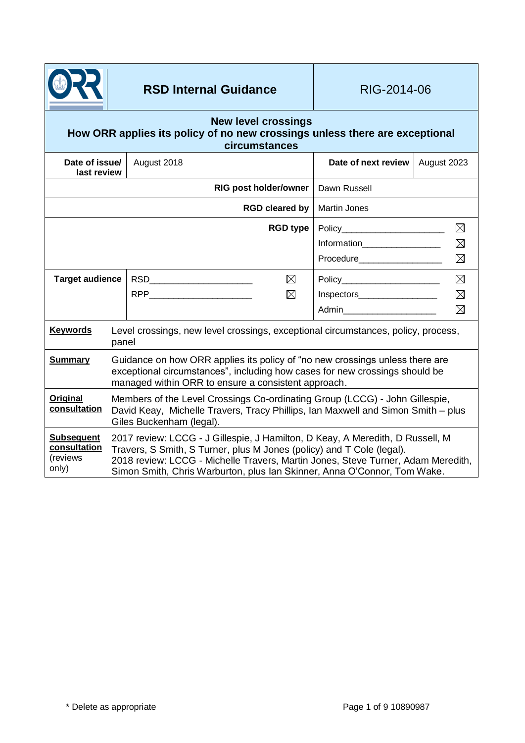| | | |
|---|---|---|
| ORR | **RSD Internal Guidance** | RIG-2014-06 |

**New level crossings**
**How ORR applies its policy of no new crossings unless there are exceptional circumstances**

| | | | |
|---|---|---|---|
| **Date of issue/ last review** | August 2018 | **Date of next review** | August 2023 |
| **RIG post holder/owner** | | Dawn Russell | |
| **RGD cleared by** | | Martin Jones | |
| **RGD type** | | Policy ☒<br>Information ☒<br>Procedure ☒ | |
| **Target audience** | RSD ☒<br>RPP ☒ | Policy ☒<br>Inspectors ☒<br>Admin ☒ | |

| | |
|---|---|
| **Keywords** | Level crossings, new level crossings, exceptional circumstances, policy, process, panel |
| **Summary** | Guidance on how ORR applies its policy of "no new crossings unless there are exceptional circumstances", including how cases for new crossings should be managed within ORR to ensure a consistent approach. |
| **Original consultation** | Members of the Level Crossings Co-ordinating Group (LCCG) - John Gillespie, David Keay, Michelle Travers, Tracy Phillips, Ian Maxwell and Simon Smith – plus Giles Buckenham (legal). |
| **Subsequent consultation** (reviews only) | 2017 review: LCCG - J Gillespie, J Hamilton, D Keay, A Meredith, D Russell, M Travers, S Smith, S Turner, plus M Jones (policy) and T Cole (legal).<br>2018 review: LCCG - Michelle Travers, Martin Jones, Steve Turner, Adam Meredith, Simon Smith, Chris Warburton, plus Ian Skinner, Anna O'Connor, Tom Wake. |

\* Delete as appropriate

10890987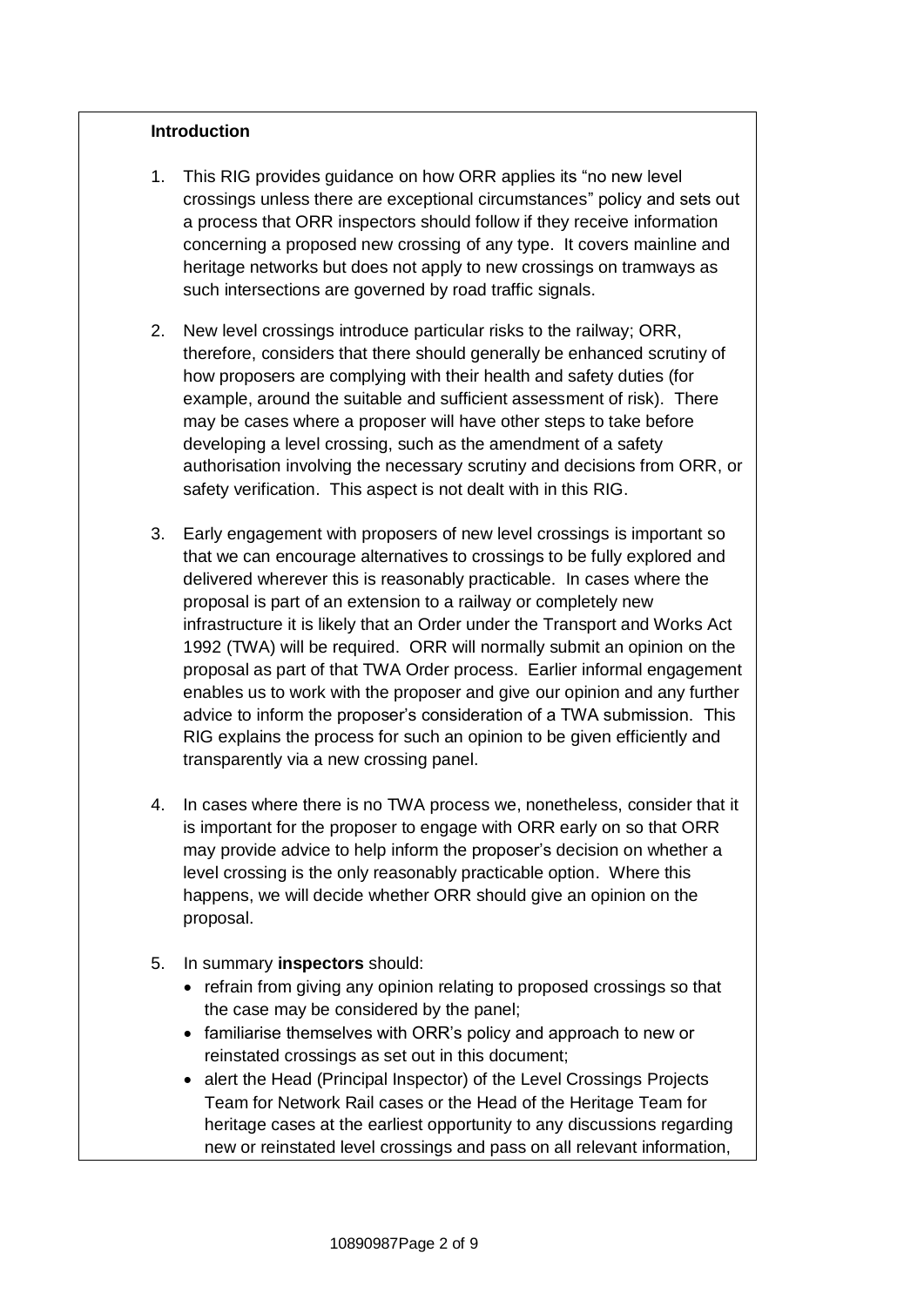**Introduction**

1. This RIG provides guidance on how ORR applies its "no new level crossings unless there are exceptional circumstances" policy and sets out a process that ORR inspectors should follow if they receive information concerning a proposed new crossing of any type. It covers mainline and heritage networks but does not apply to new crossings on tramways as such intersections are governed by road traffic signals.

2. New level crossings introduce particular risks to the railway; ORR, therefore, considers that there should generally be enhanced scrutiny of how proposers are complying with their health and safety duties (for example, around the suitable and sufficient assessment of risk). There may be cases where a proposer will have other steps to take before developing a level crossing, such as the amendment of a safety authorisation involving the necessary scrutiny and decisions from ORR, or safety verification. This aspect is not dealt with in this RIG.

3. Early engagement with proposers of new level crossings is important so that we can encourage alternatives to crossings to be fully explored and delivered wherever this is reasonably practicable. In cases where the proposal is part of an extension to a railway or completely new infrastructure it is likely that an Order under the Transport and Works Act 1992 (TWA) will be required. ORR will normally submit an opinion on the proposal as part of that TWA Order process. Earlier informal engagement enables us to work with the proposer and give our opinion and any further advice to inform the proposer's consideration of a TWA submission. This RIG explains the process for such an opinion to be given efficiently and transparently via a new crossing panel.

4. In cases where there is no TWA process we, nonetheless, consider that it is important for the proposer to engage with ORR early on so that ORR may provide advice to help inform the proposer's decision on whether a level crossing is the only reasonably practicable option. Where this happens, we will decide whether ORR should give an opinion on the proposal.

5. In summary **inspectors** should:
   - refrain from giving any opinion relating to proposed crossings so that the case may be considered by the panel;
   - familiarise themselves with ORR's policy and approach to new or reinstated crossings as set out in this document;
   - alert the Head (Principal Inspector) of the Level Crossings Projects Team for Network Rail cases or the Head of the Heritage Team for heritage cases at the earliest opportunity to any discussions regarding new or reinstated level crossings and pass on all relevant information,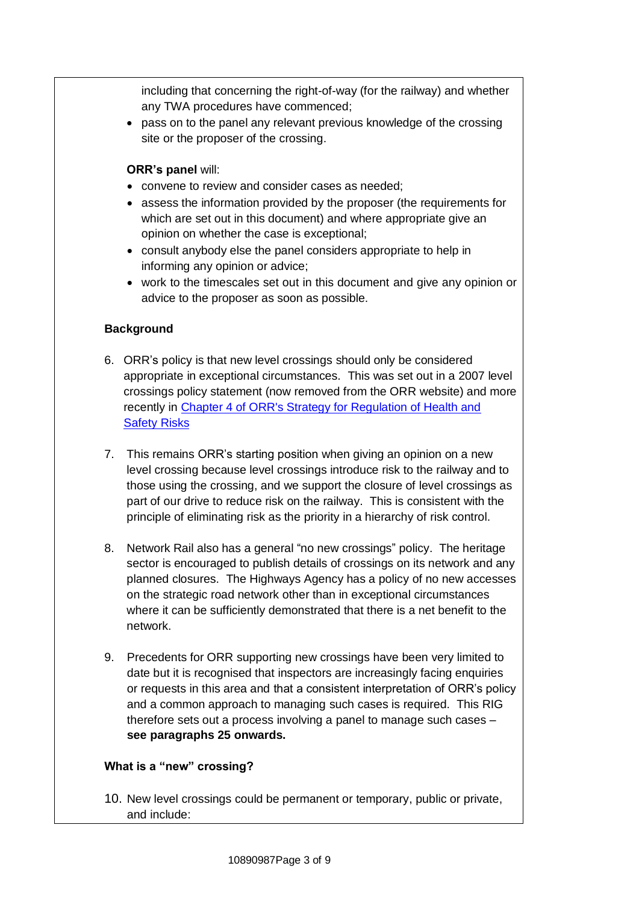including that concerning the right-of-way (for the railway) and whether any TWA procedures have commenced;

- pass on to the panel any relevant previous knowledge of the crossing site or the proposer of the crossing.

**ORR's panel** will:

- convene to review and consider cases as needed;
- assess the information provided by the proposer (the requirements for which are set out in this document) and where appropriate give an opinion on whether the case is exceptional;
- consult anybody else the panel considers appropriate to help in informing any opinion or advice;
- work to the timescales set out in this document and give any opinion or advice to the proposer as soon as possible.

### Background

6. ORR's policy is that new level crossings should only be considered appropriate in exceptional circumstances. This was set out in a 2007 level crossings policy statement (now removed from the ORR website) and more recently in Chapter 4 of ORR's Strategy for Regulation of Health and Safety Risks

7. This remains ORR's starting position when giving an opinion on a new level crossing because level crossings introduce risk to the railway and to those using the crossing, and we support the closure of level crossings as part of our drive to reduce risk on the railway. This is consistent with the principle of eliminating risk as the priority in a hierarchy of risk control.

8. Network Rail also has a general "no new crossings" policy. The heritage sector is encouraged to publish details of crossings on its network and any planned closures. The Highways Agency has a policy of no new accesses on the strategic road network other than in exceptional circumstances where it can be sufficiently demonstrated that there is a net benefit to the network.

9. Precedents for ORR supporting new crossings have been very limited to date but it is recognised that inspectors are increasingly facing enquiries or requests in this area and that a consistent interpretation of ORR's policy and a common approach to managing such cases is required. This RIG therefore sets out a process involving a panel to manage such cases – **see paragraphs 25 onwards.**

### What is a "new" crossing?

10. New level crossings could be permanent or temporary, public or private, and include: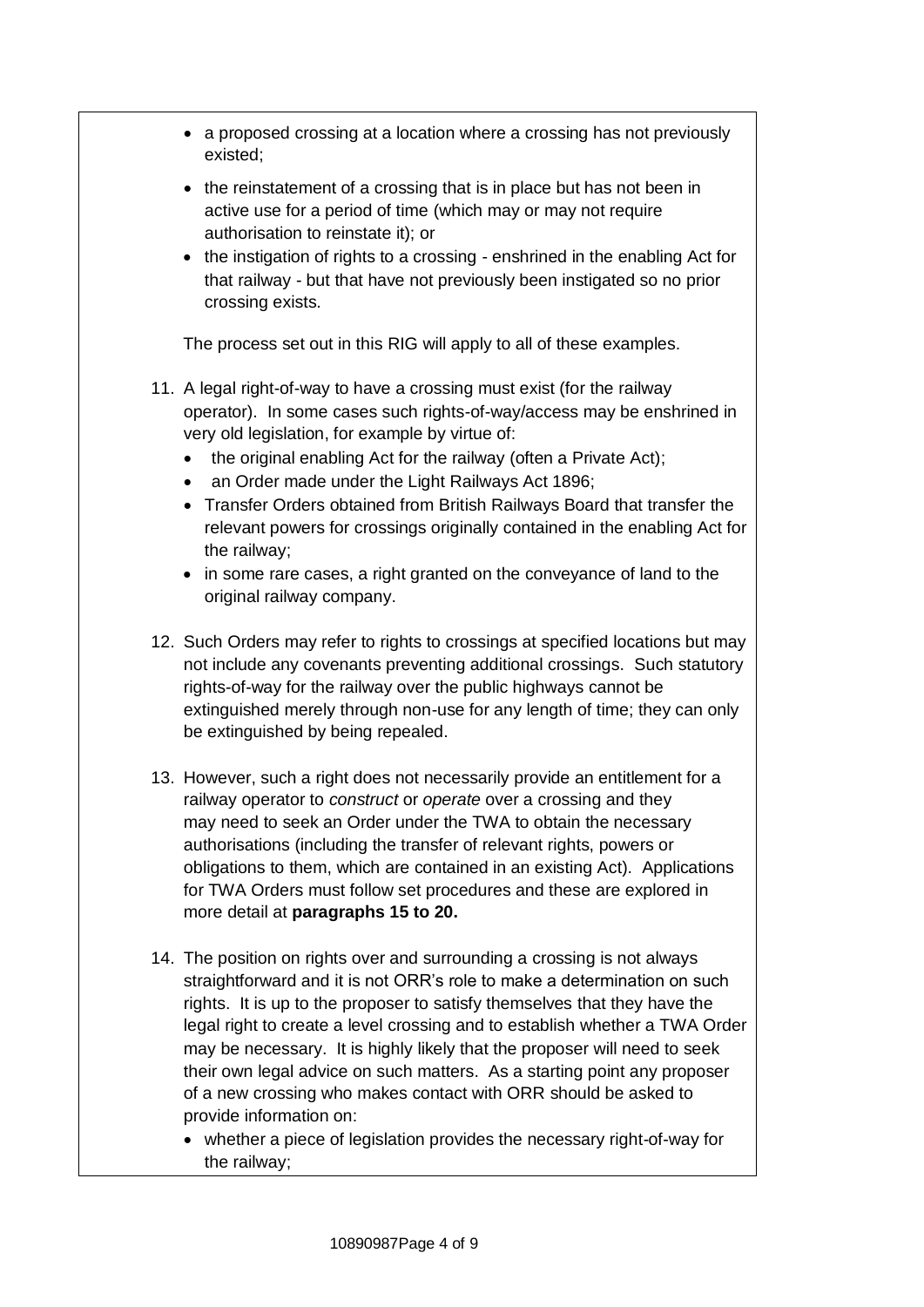- a proposed crossing at a location where a crossing has not previously existed;
- the reinstatement of a crossing that is in place but has not been in active use for a period of time (which may or may not require authorisation to reinstate it); or
- the instigation of rights to a crossing - enshrined in the enabling Act for that railway - but that have not previously been instigated so no prior crossing exists.

The process set out in this RIG will apply to all of these examples.

11. A legal right-of-way to have a crossing must exist (for the railway operator). In some cases such rights-of-way/access may be enshrined in very old legislation, for example by virtue of:
    - the original enabling Act for the railway (often a Private Act);
    - an Order made under the Light Railways Act 1896;
    - Transfer Orders obtained from British Railways Board that transfer the relevant powers for crossings originally contained in the enabling Act for the railway;
    - in some rare cases, a right granted on the conveyance of land to the original railway company.

12. Such Orders may refer to rights to crossings at specified locations but may not include any covenants preventing additional crossings. Such statutory rights-of-way for the railway over the public highways cannot be extinguished merely through non-use for any length of time; they can only be extinguished by being repealed.

13. However, such a right does not necessarily provide an entitlement for a railway operator to *construct* or *operate* over a crossing and they may need to seek an Order under the TWA to obtain the necessary authorisations (including the transfer of relevant rights, powers or obligations to them, which are contained in an existing Act). Applications for TWA Orders must follow set procedures and these are explored in more detail at **paragraphs 15 to 20.**

14. The position on rights over and surrounding a crossing is not always straightforward and it is not ORR's role to make a determination on such rights. It is up to the proposer to satisfy themselves that they have the legal right to create a level crossing and to establish whether a TWA Order may be necessary. It is highly likely that the proposer will need to seek their own legal advice on such matters. As a starting point any proposer of a new crossing who makes contact with ORR should be asked to provide information on:
    - whether a piece of legislation provides the necessary right-of-way for the railway;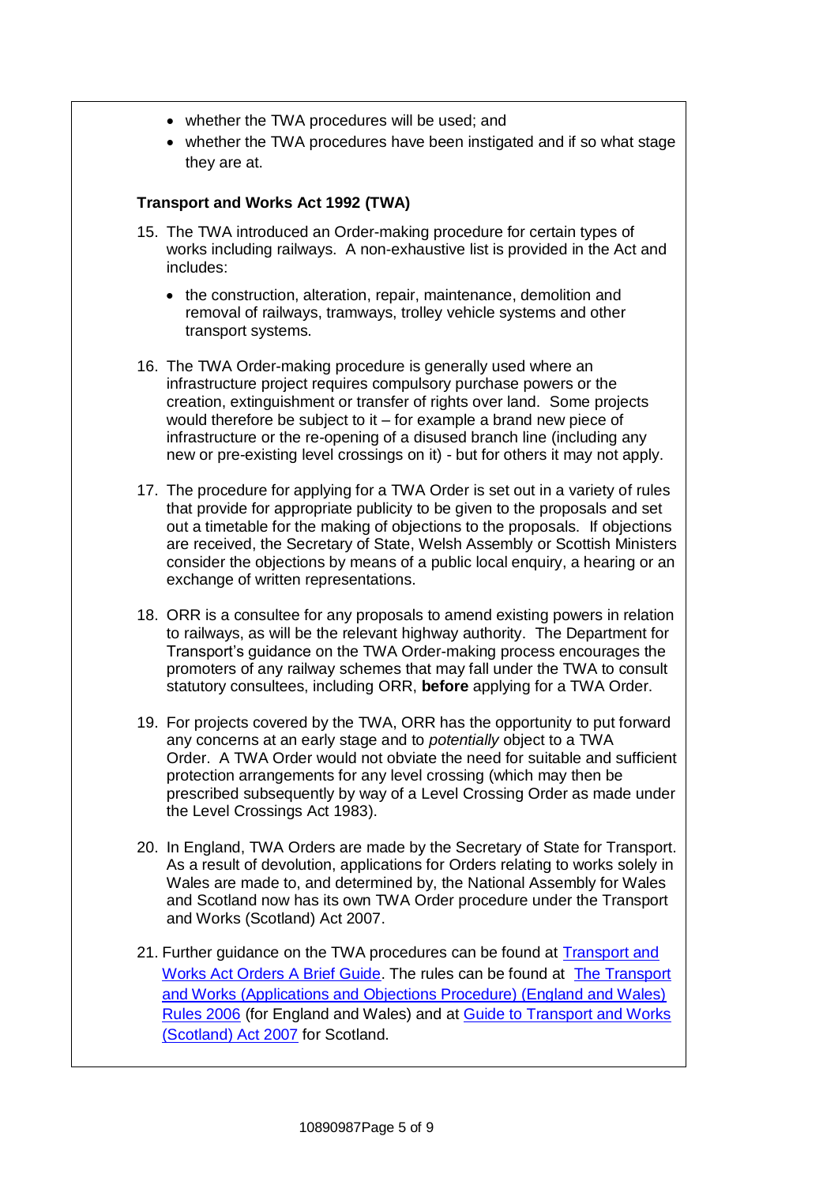- whether the TWA procedures will be used; and
- whether the TWA procedures have been instigated and if so what stage they are at.

**Transport and Works Act 1992 (TWA)**

15. The TWA introduced an Order-making procedure for certain types of works including railways. A non-exhaustive list is provided in the Act and includes:
    - the construction, alteration, repair, maintenance, demolition and removal of railways, tramways, trolley vehicle systems and other transport systems.

16. The TWA Order-making procedure is generally used where an infrastructure project requires compulsory purchase powers or the creation, extinguishment or transfer of rights over land. Some projects would therefore be subject to it – for example a brand new piece of infrastructure or the re-opening of a disused branch line (including any new or pre-existing level crossings on it) - but for others it may not apply.

17. The procedure for applying for a TWA Order is set out in a variety of rules that provide for appropriate publicity to be given to the proposals and set out a timetable for the making of objections to the proposals. If objections are received, the Secretary of State, Welsh Assembly or Scottish Ministers consider the objections by means of a public local enquiry, a hearing or an exchange of written representations.

18. ORR is a consultee for any proposals to amend existing powers in relation to railways, as will be the relevant highway authority. The Department for Transport's guidance on the TWA Order-making process encourages the promoters of any railway schemes that may fall under the TWA to consult statutory consultees, including ORR, **before** applying for a TWA Order.

19. For projects covered by the TWA, ORR has the opportunity to put forward any concerns at an early stage and to *potentially* object to a TWA Order. A TWA Order would not obviate the need for suitable and sufficient protection arrangements for any level crossing (which may then be prescribed subsequently by way of a Level Crossing Order as made under the Level Crossings Act 1983).

20. In England, TWA Orders are made by the Secretary of State for Transport. As a result of devolution, applications for Orders relating to works solely in Wales are made to, and determined by, the National Assembly for Wales and Scotland now has its own TWA Order procedure under the Transport and Works (Scotland) Act 2007.

21. Further guidance on the TWA procedures can be found at Transport and Works Act Orders A Brief Guide. The rules can be found at The Transport and Works (Applications and Objections Procedure) (England and Wales) Rules 2006 (for England and Wales) and at Guide to Transport and Works (Scotland) Act 2007 for Scotland.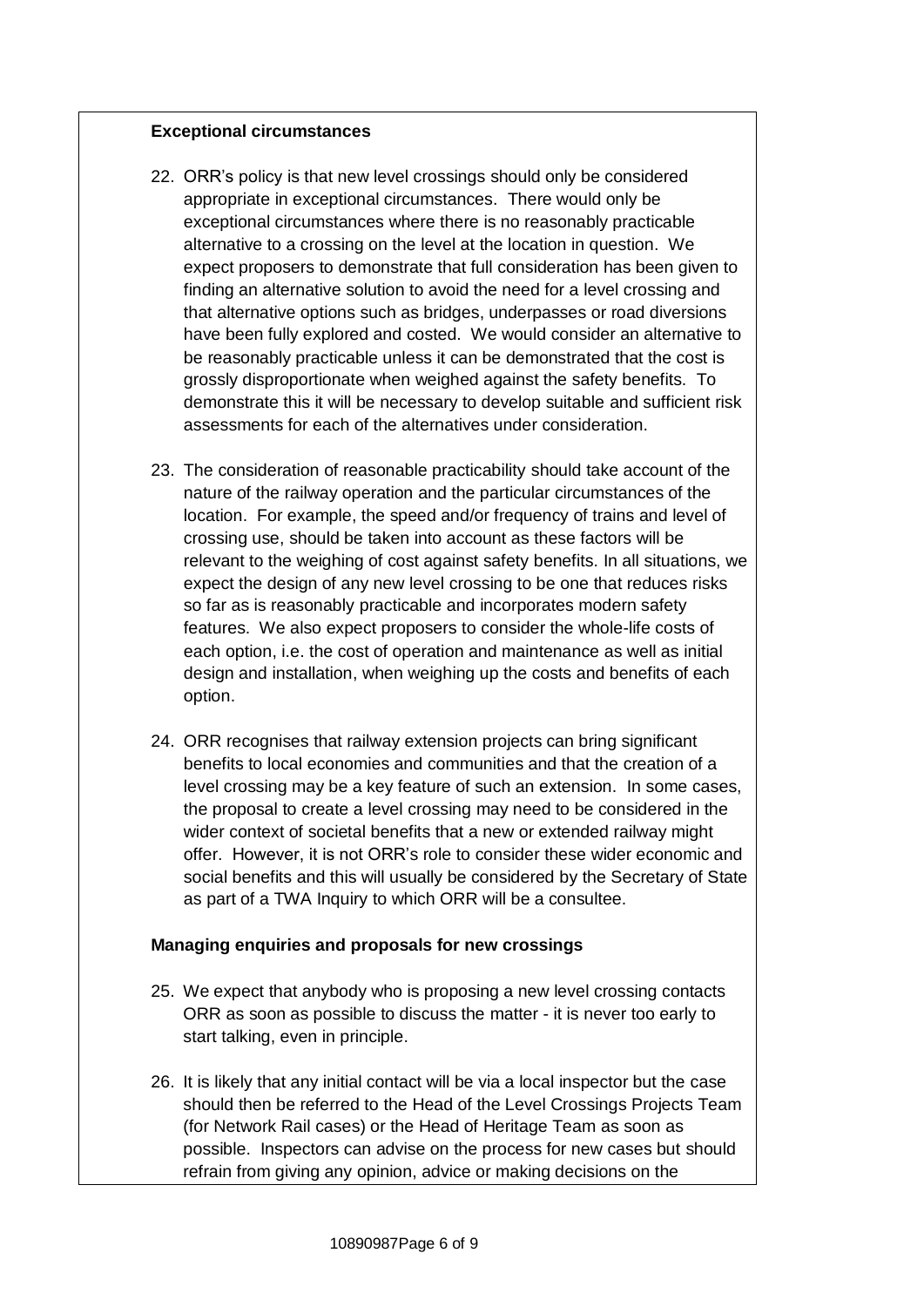**Exceptional circumstances**

22. ORR's policy is that new level crossings should only be considered appropriate in exceptional circumstances. There would only be exceptional circumstances where there is no reasonably practicable alternative to a crossing on the level at the location in question. We expect proposers to demonstrate that full consideration has been given to finding an alternative solution to avoid the need for a level crossing and that alternative options such as bridges, underpasses or road diversions have been fully explored and costed. We would consider an alternative to be reasonably practicable unless it can be demonstrated that the cost is grossly disproportionate when weighed against the safety benefits. To demonstrate this it will be necessary to develop suitable and sufficient risk assessments for each of the alternatives under consideration.

23. The consideration of reasonable practicability should take account of the nature of the railway operation and the particular circumstances of the location. For example, the speed and/or frequency of trains and level of crossing use, should be taken into account as these factors will be relevant to the weighing of cost against safety benefits. In all situations, we expect the design of any new level crossing to be one that reduces risks so far as is reasonably practicable and incorporates modern safety features. We also expect proposers to consider the whole-life costs of each option, i.e. the cost of operation and maintenance as well as initial design and installation, when weighing up the costs and benefits of each option.

24. ORR recognises that railway extension projects can bring significant benefits to local economies and communities and that the creation of a level crossing may be a key feature of such an extension. In some cases, the proposal to create a level crossing may need to be considered in the wider context of societal benefits that a new or extended railway might offer. However, it is not ORR's role to consider these wider economic and social benefits and this will usually be considered by the Secretary of State as part of a TWA Inquiry to which ORR will be a consultee.

**Managing enquiries and proposals for new crossings**

25. We expect that anybody who is proposing a new level crossing contacts ORR as soon as possible to discuss the matter - it is never too early to start talking, even in principle.

26. It is likely that any initial contact will be via a local inspector but the case should then be referred to the Head of the Level Crossings Projects Team (for Network Rail cases) or the Head of Heritage Team as soon as possible. Inspectors can advise on the process for new cases but should refrain from giving any opinion, advice or making decisions on the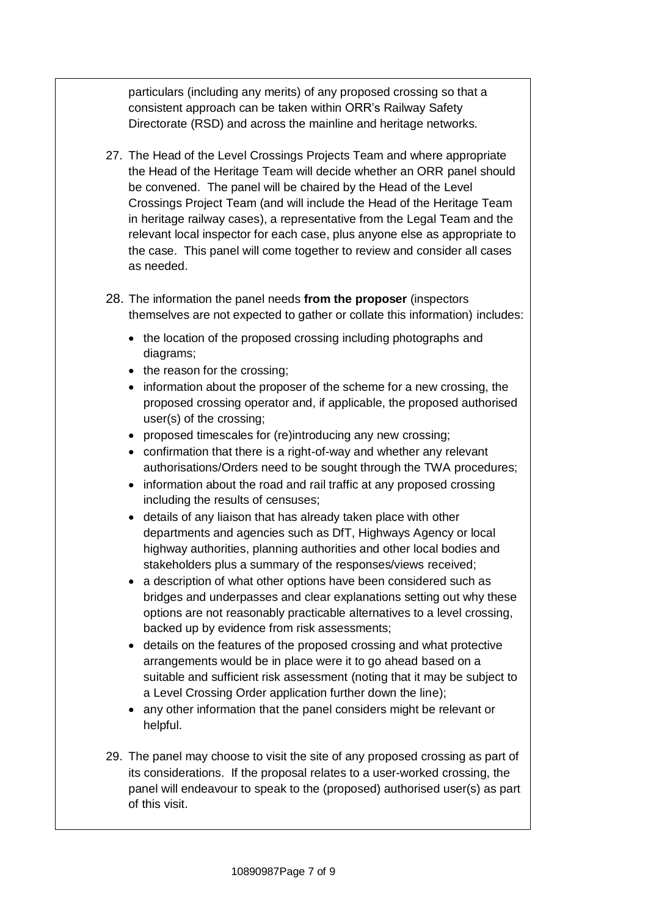particulars (including any merits) of any proposed crossing so that a consistent approach can be taken within ORR's Railway Safety Directorate (RSD) and across the mainline and heritage networks.

27. The Head of the Level Crossings Projects Team and where appropriate the Head of the Heritage Team will decide whether an ORR panel should be convened. The panel will be chaired by the Head of the Level Crossings Project Team (and will include the Head of the Heritage Team in heritage railway cases), a representative from the Legal Team and the relevant local inspector for each case, plus anyone else as appropriate to the case. This panel will come together to review and consider all cases as needed.

28. The information the panel needs **from the proposer** (inspectors themselves are not expected to gather or collate this information) includes:

    - the location of the proposed crossing including photographs and diagrams;
    - the reason for the crossing;
    - information about the proposer of the scheme for a new crossing, the proposed crossing operator and, if applicable, the proposed authorised user(s) of the crossing;
    - proposed timescales for (re)introducing any new crossing;
    - confirmation that there is a right-of-way and whether any relevant authorisations/Orders need to be sought through the TWA procedures;
    - information about the road and rail traffic at any proposed crossing including the results of censuses;
    - details of any liaison that has already taken place with other departments and agencies such as DfT, Highways Agency or local highway authorities, planning authorities and other local bodies and stakeholders plus a summary of the responses/views received;
    - a description of what other options have been considered such as bridges and underpasses and clear explanations setting out why these options are not reasonably practicable alternatives to a level crossing, backed up by evidence from risk assessments;
    - details on the features of the proposed crossing and what protective arrangements would be in place were it to go ahead based on a suitable and sufficient risk assessment (noting that it may be subject to a Level Crossing Order application further down the line);
    - any other information that the panel considers might be relevant or helpful.

29. The panel may choose to visit the site of any proposed crossing as part of its considerations. If the proposal relates to a user-worked crossing, the panel will endeavour to speak to the (proposed) authorised user(s) as part of this visit.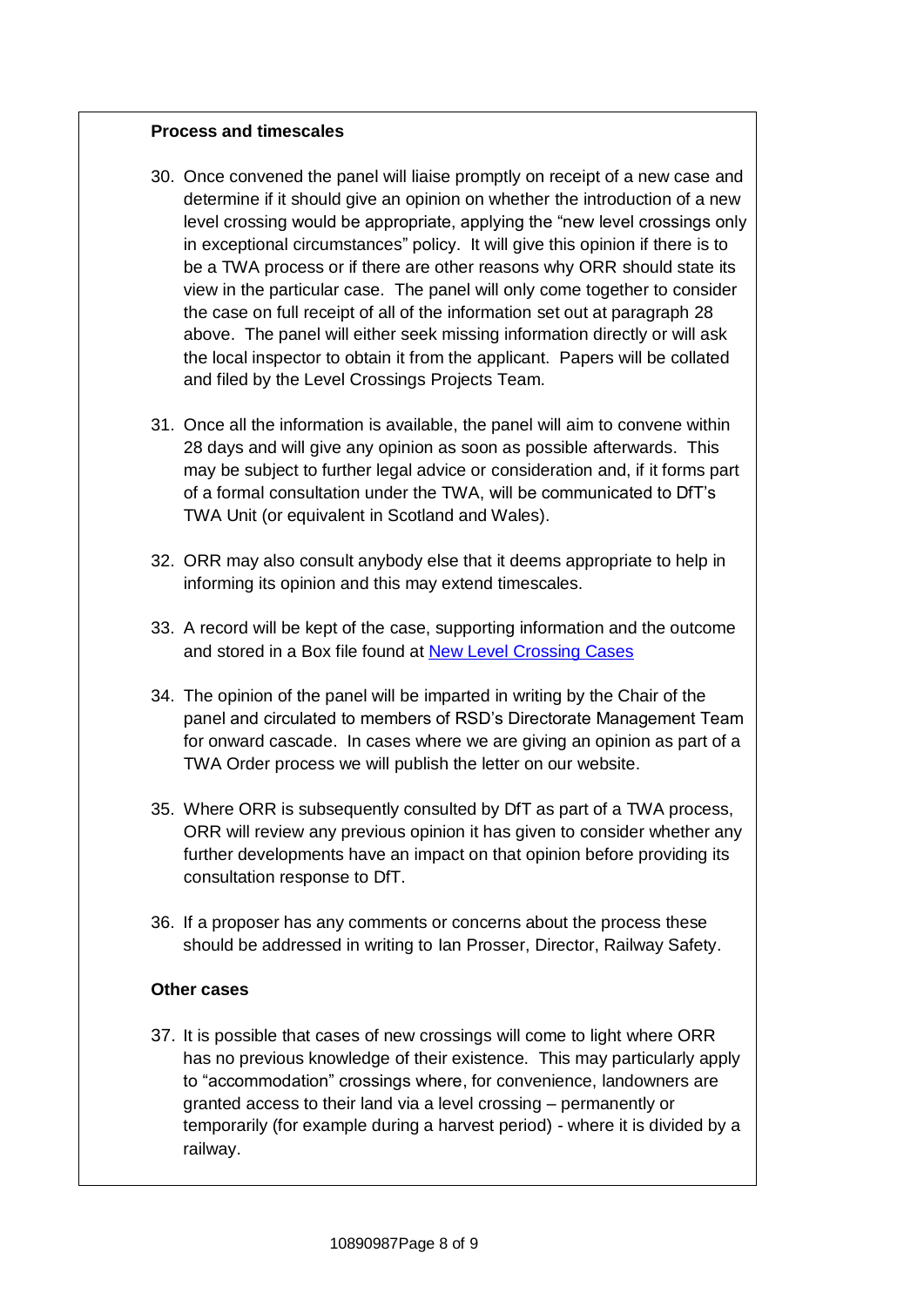**Process and timescales**

30. Once convened the panel will liaise promptly on receipt of a new case and determine if it should give an opinion on whether the introduction of a new level crossing would be appropriate, applying the "new level crossings only in exceptional circumstances" policy. It will give this opinion if there is to be a TWA process or if there are other reasons why ORR should state its view in the particular case. The panel will only come together to consider the case on full receipt of all of the information set out at paragraph 28 above. The panel will either seek missing information directly or will ask the local inspector to obtain it from the applicant. Papers will be collated and filed by the Level Crossings Projects Team.

31. Once all the information is available, the panel will aim to convene within 28 days and will give any opinion as soon as possible afterwards. This may be subject to further legal advice or consideration and, if it forms part of a formal consultation under the TWA, will be communicated to DfT's TWA Unit (or equivalent in Scotland and Wales).

32. ORR may also consult anybody else that it deems appropriate to help in informing its opinion and this may extend timescales.

33. A record will be kept of the case, supporting information and the outcome and stored in a Box file found at New Level Crossing Cases

34. The opinion of the panel will be imparted in writing by the Chair of the panel and circulated to members of RSD's Directorate Management Team for onward cascade. In cases where we are giving an opinion as part of a TWA Order process we will publish the letter on our website.

35. Where ORR is subsequently consulted by DfT as part of a TWA process, ORR will review any previous opinion it has given to consider whether any further developments have an impact on that opinion before providing its consultation response to DfT.

36. If a proposer has any comments or concerns about the process these should be addressed in writing to Ian Prosser, Director, Railway Safety.

**Other cases**

37. It is possible that cases of new crossings will come to light where ORR has no previous knowledge of their existence. This may particularly apply to "accommodation" crossings where, for convenience, landowners are granted access to their land via a level crossing – permanently or temporarily (for example during a harvest period) - where it is divided by a railway.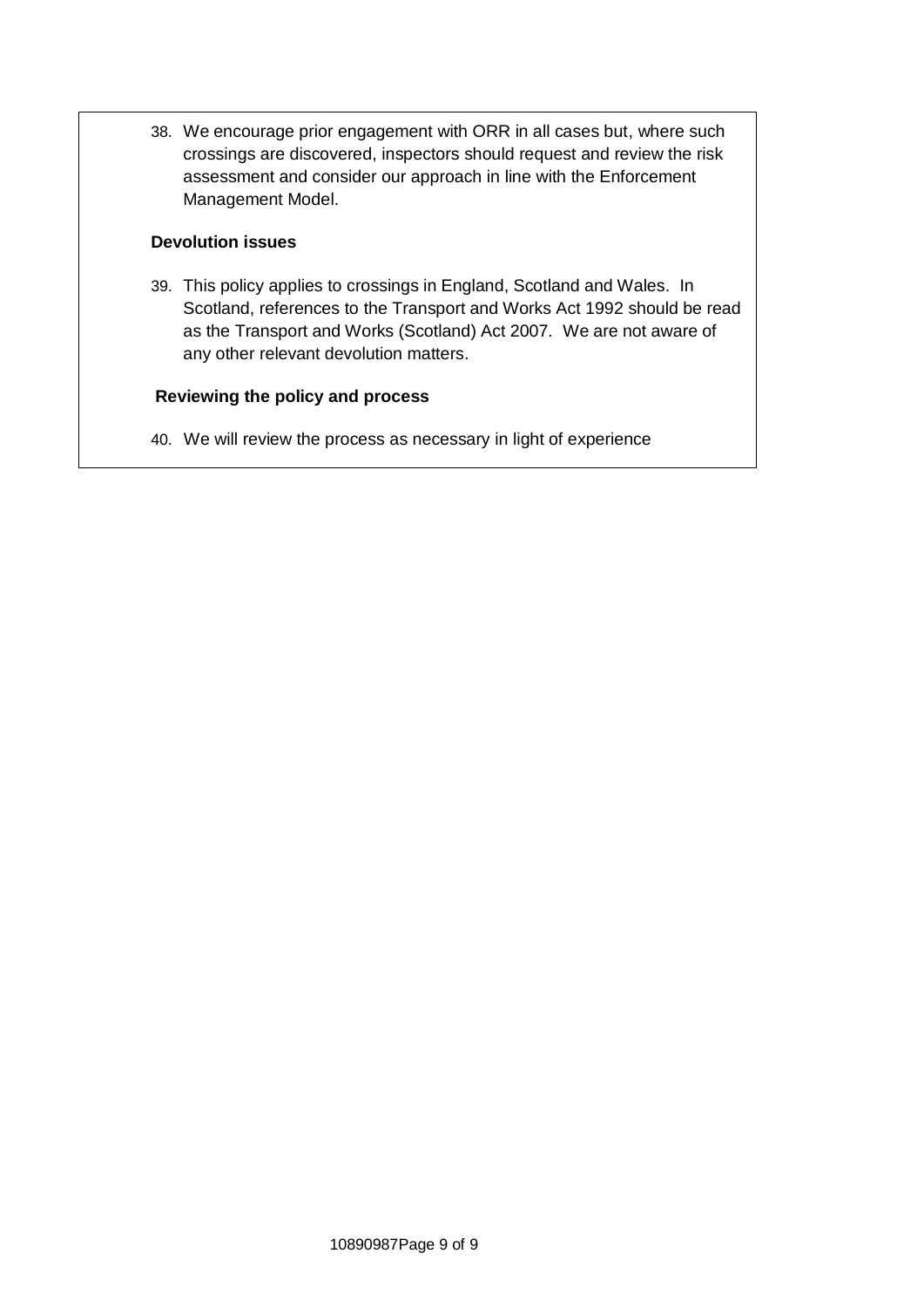38. We encourage prior engagement with ORR in all cases but, where such crossings are discovered, inspectors should request and review the risk assessment and consider our approach in line with the Enforcement Management Model.

**Devolution issues**

39. This policy applies to crossings in England, Scotland and Wales. In Scotland, references to the Transport and Works Act 1992 should be read as the Transport and Works (Scotland) Act 2007. We are not aware of any other relevant devolution matters.

**Reviewing the policy and process**

40. We will review the process as necessary in light of experience